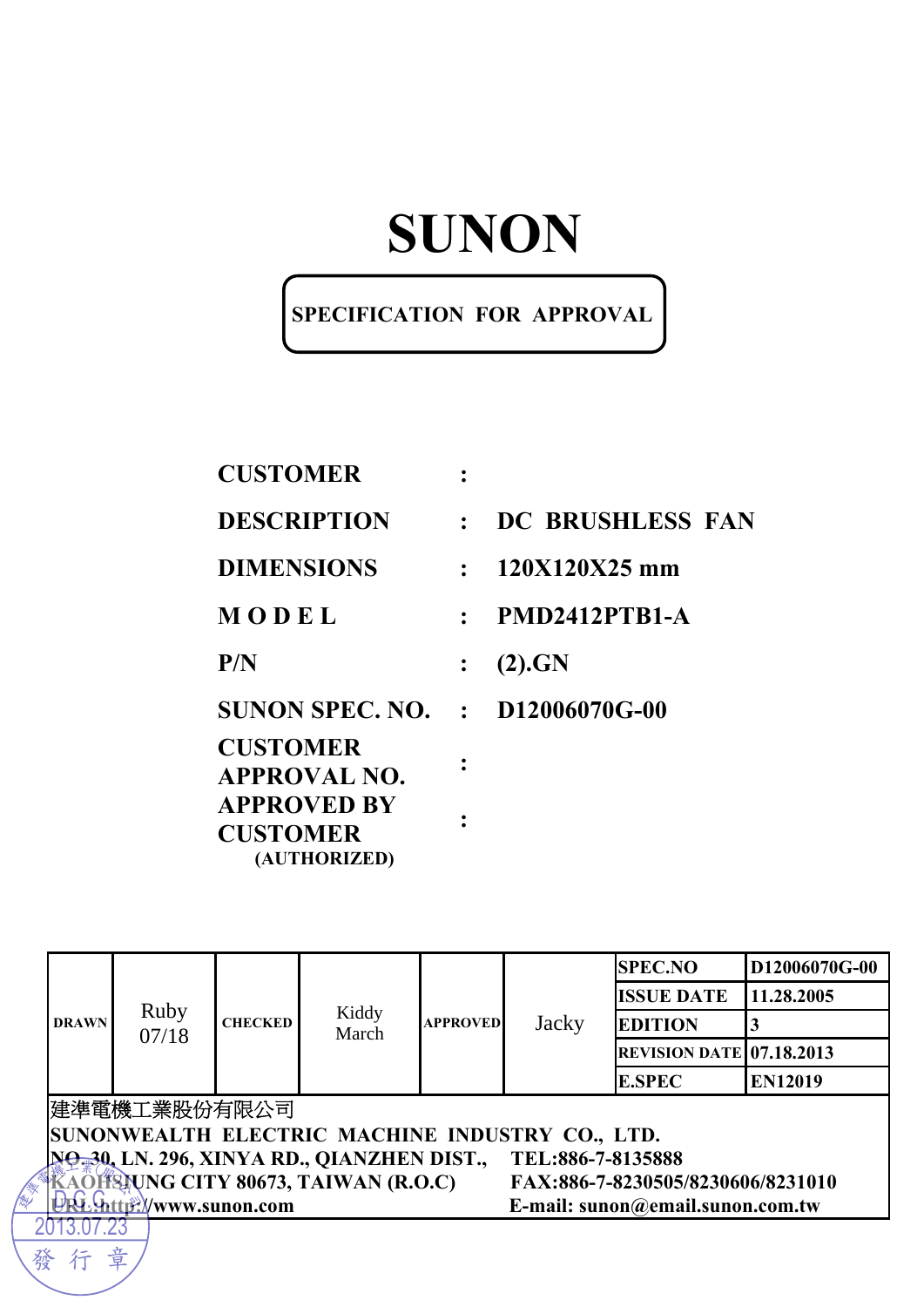# SUNON

**SPECIFICATION FOR APPROVAL**

| | | |
|---|---|---|
| **CUSTOMER** | : | |
| **DESCRIPTION** | : | **DC BRUSHLESS FAN** |
| **DIMENSIONS** | : | **120X120X25 mm** |
| **MODEL** | : | **PMD2412PTB1-A** |
| **P/N** | : | **(2).GN** |
| **SUNON SPEC. NO.** | : | **D12006070G-00** |
| **CUSTOMER APPROVAL NO.** | : | |
| **APPROVED BY CUSTOMER (AUTHORIZED)** | : | |

| DRAWN | Ruby 07/18 | CHECKED | Kiddy March | APPROVED | Jacky | SPEC.NO | D12006070G-00 |
|---|---|---|---|---|---|---|---|
| | | | | | | ISSUE DATE | 11.28.2005 |
| | | | | | | EDITION | 3 |
| | | | | | | REVISION DATE | 07.18.2013 |
| | | | | | | E.SPEC | EN12019 |

建準電機工業股份有限公司

**SUNONWEALTH ELECTRIC MACHINE INDUSTRY CO., LTD.**

**NO. 30, LN. 296, XINYA RD., QIANZHEN DIST., KAOHSIUNG CITY 80673, TAIWAN (R.O.C)**

**URL: http://www.sunon.com**

**TEL:886-7-8135888**

**FAX:886-7-8230505/8230606/8231010**

**E-mail: sunon@email.sunon.com.tw**

D.C.C. 2013.07.23 發行章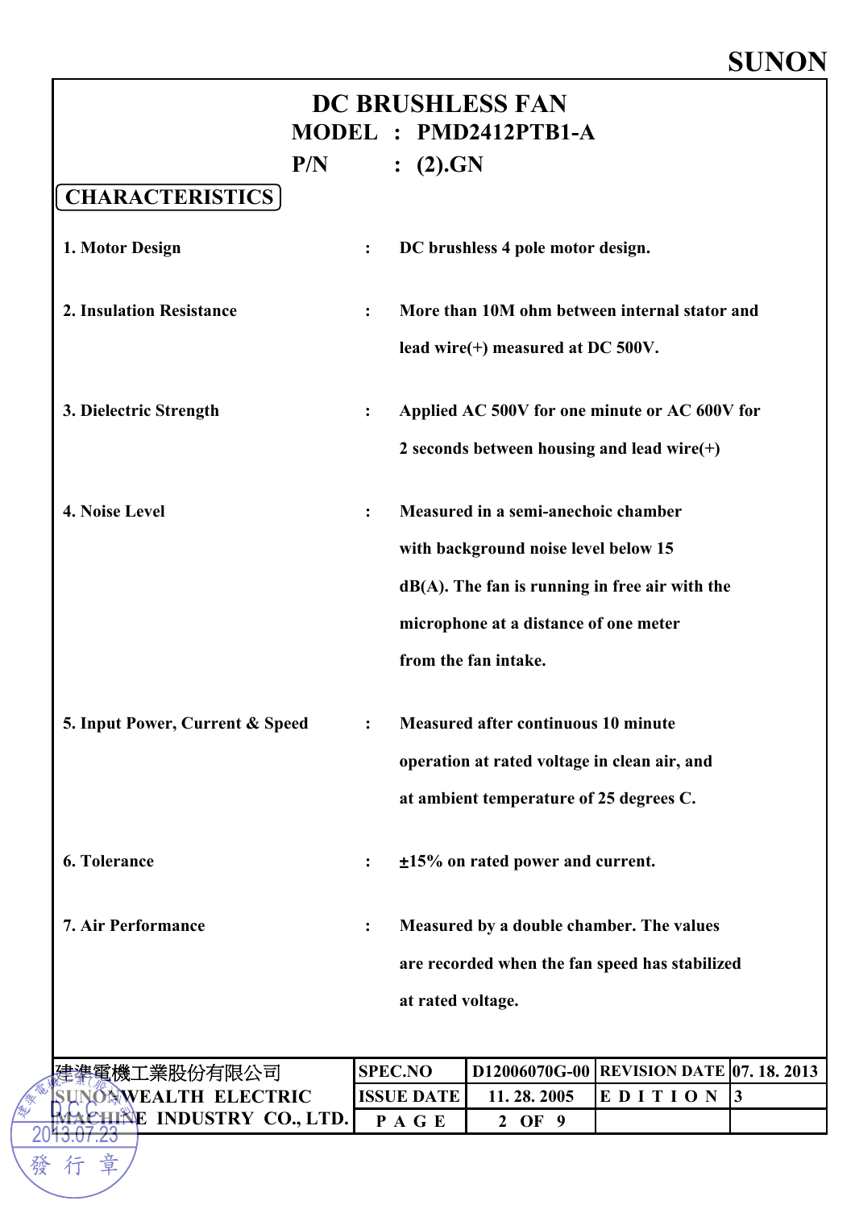SUNON

# DC BRUSHLESS FAN

**MODEL : PMD2412PTB1-A**

**P/N : (2).GN**

## CHARACTERISTICS

1. **Motor Design** : DC brushless 4 pole motor design.

2. **Insulation Resistance** : More than 10M ohm between internal stator and lead wire(+) measured at DC 500V.

3. **Dielectric Strength** : Applied AC 500V for one minute or AC 600V for 2 seconds between housing and lead wire(+)

4. **Noise Level** : Measured in a semi-anechoic chamber with background noise level below 15 dB(A). The fan is running in free air with the microphone at a distance of one meter from the fan intake.

5. **Input Power, Current & Speed** : Measured after continuous 10 minute operation at rated voltage in clean air, and at ambient temperature of 25 degrees C.

6. **Tolerance** : ±15% on rated power and current.

7. **Air Performance** : Measured by a double chamber. The values are recorded when the fan speed has stabilized at rated voltage.

| 建準電機工業股份有限公司 SUNONWEALTH ELECTRIC MACHINE INDUSTRY CO., LTD. | SPEC.NO | D12006070G-00 | REVISION DATE | 07. 18. 2013 |
|---|---|---|---|---|
| | ISSUE DATE | 11. 28. 2005 | EDITION | 3 |
| | PAGE | 2 OF 9 | | |

DCC 2013.07.23 發行章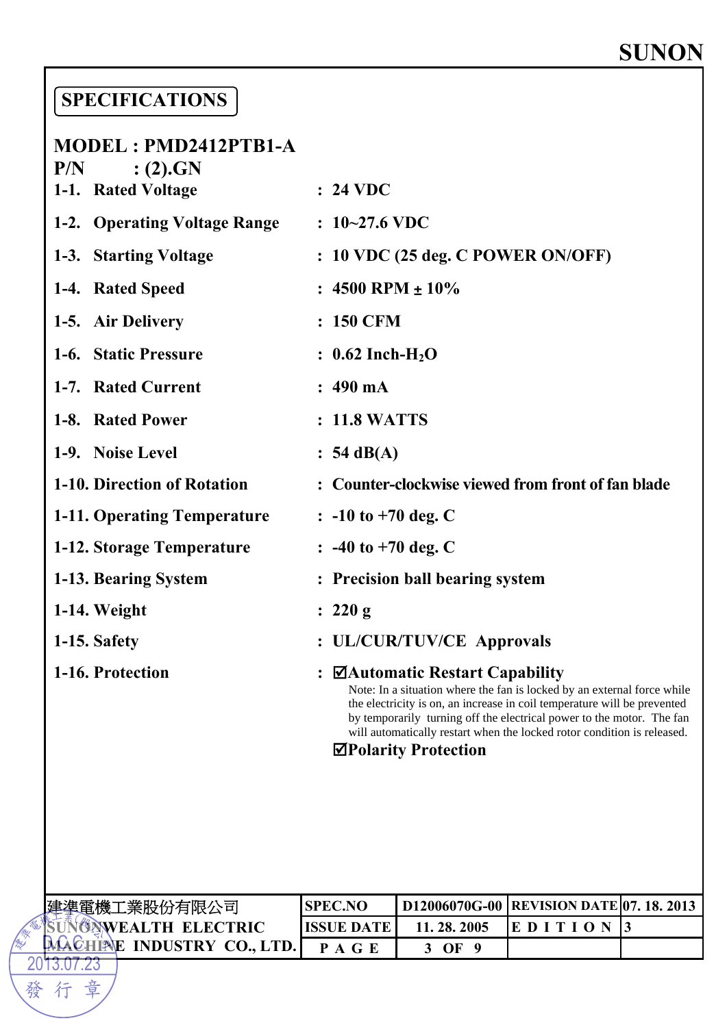# SPECIFICATIONS

**MODEL : PMD2412PTB1-A**

**P/N : (2).GN**

| | | |
|---|---|---|
| 1-1. | Rated Voltage | : 24 VDC |
| 1-2. | Operating Voltage Range | : 10~27.6 VDC |
| 1-3. | Starting Voltage | : 10 VDC (25 deg. C POWER ON/OFF) |
| 1-4. | Rated Speed | : 4500 RPM ± 10% |
| 1-5. | Air Delivery | : 150 CFM |
| 1-6. | Static Pressure | : 0.62 Inch-$H_2O$ |
| 1-7. | Rated Current | : 490 mA |
| 1-8. | Rated Power | : 11.8 WATTS |
| 1-9. | Noise Level | : 54 dB(A) |
| 1-10. | Direction of Rotation | : Counter-clockwise viewed from front of fan blade |
| 1-11. | Operating Temperature | : -10 to +70 deg. C |
| 1-12. | Storage Temperature | : -40 to +70 deg. C |
| 1-13. | Bearing System | : Precision ball bearing system |
| 1-14. | Weight | : 220 g |
| 1-15. | Safety | : UL/CUR/TUV/CE Approvals |
| 1-16. | Protection | : ☑Automatic Restart Capability |

Note: In a situation where the fan is locked by an external force while the electricity is on, an increase in coil temperature will be prevented by temporarily turning off the electrical power to the motor. The fan will automatically restart when the locked rotor condition is released.

☑Polarity Protection

| 建準電機工業股份有限公司 SUNONWEALTH ELECTRIC MACHINE INDUSTRY CO., LTD. | SPEC.NO | D12006070G-00 | REVISION DATE | 07. 18. 2013 |
|---|---|---|---|---|
| | ISSUE DATE | 11. 28. 2005 | EDITION | 3 |
| | PAGE | 3 OF 9 | | |

DCC 2013.07.23 發行章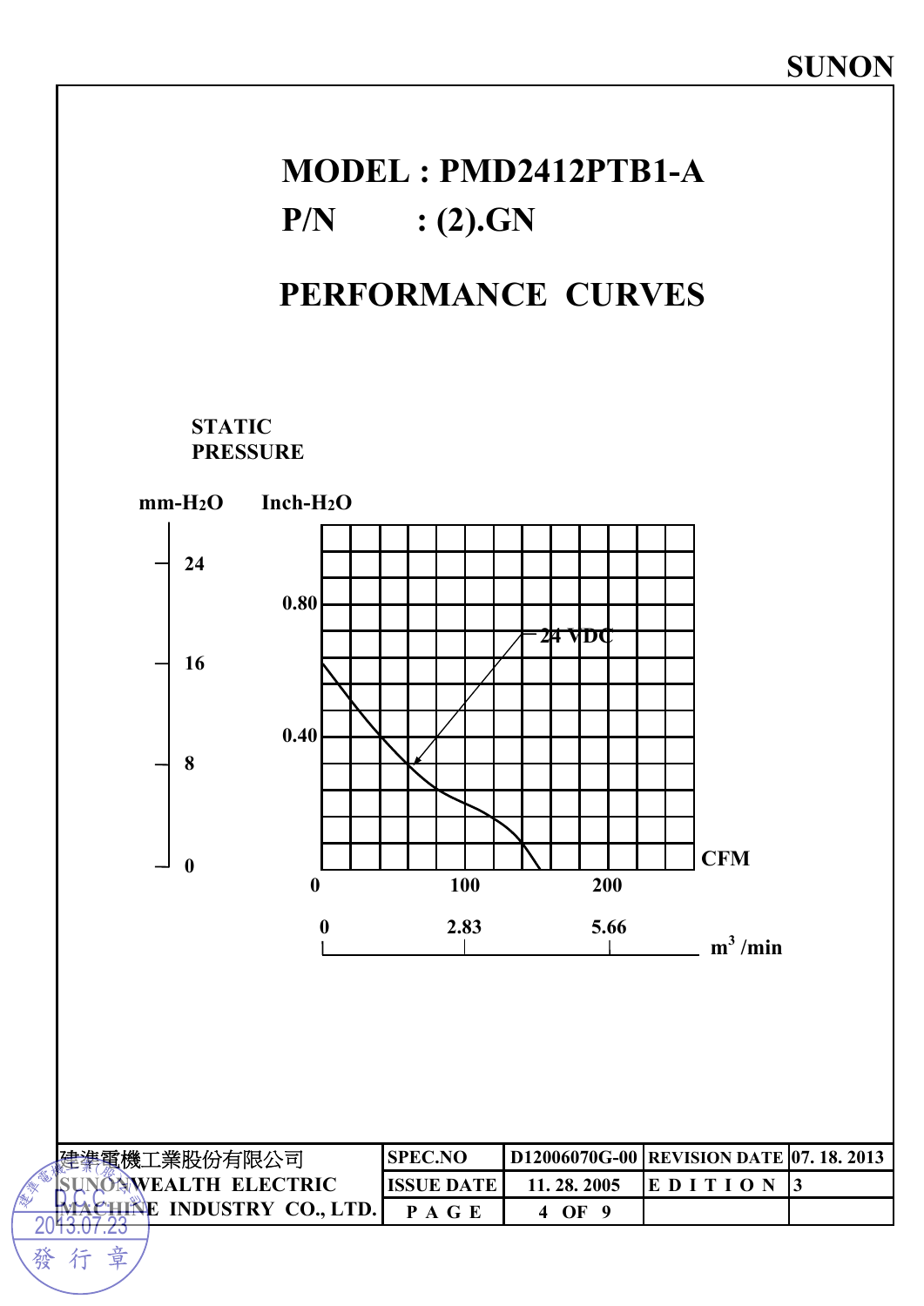SUNON

# MODEL : PMD2412PTB1-A

# P/N : (2).GN

## PERFORMANCE CURVES

STATIC PRESSURE

mm-$H_2O$ Inch-$H_2O$

24
0.80
16
0.40
8
0

24 VDC

CFM

0 100 200

0 2.83 5.66 $m^3$ /min

| 建準電機工業股份有限公司 SUNONWEALTH ELECTRIC MACHINE INDUSTRY CO., LTD. | SPEC.NO | D12006070G-00 | REVISION DATE | 07. 18. 2013 |
|---|---|---|---|---|
| | ISSUE DATE | 11. 28. 2005 | E D I T I O N | 3 |
| | P A G E | 4 OF 9 | | |

DCC 2013.07.23 發行章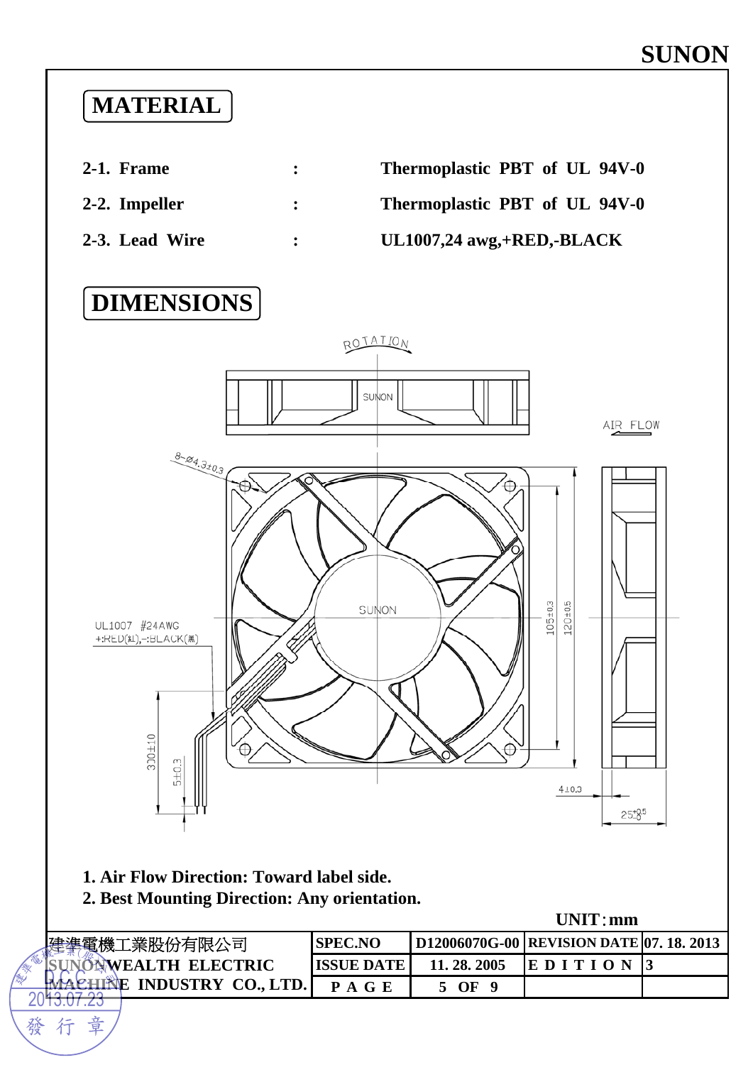SUNON

## MATERIAL

2-1. Frame : Thermoplastic PBT of UL 94V-0

2-2. Impeller : Thermoplastic PBT of UL 94V-0

2-3. Lead Wire : UL1007,24 awg,+RED,-BLACK

## DIMENSIONS

ROTATION

SUNON

AIR FLOW

8−Ø4.3±0.3

UL1007 #24AWG
+:RED(紅),−:BLACK(黑)

SUNON

105±0.3

120±0.5

330±10

5±0.3

4±0.3

$25^{+0.5}_{-0}$

1. Air Flow Direction: Toward label side.
2. Best Mounting Direction: Any orientation.

UNIT：mm

| 建準電機工業股份有限公司 SUNONWEALTH ELECTRIC MACHINE INDUSTRY CO., LTD. | SPEC.NO | D12006070G-00 | REVISION DATE | 07. 18. 2013 |
|---|---|---|---|---|
| | ISSUE DATE | 11. 28. 2005 | EDITION | 3 |
| | PAGE | 5 OF 9 | | |

DCC
2013.07.23
發行章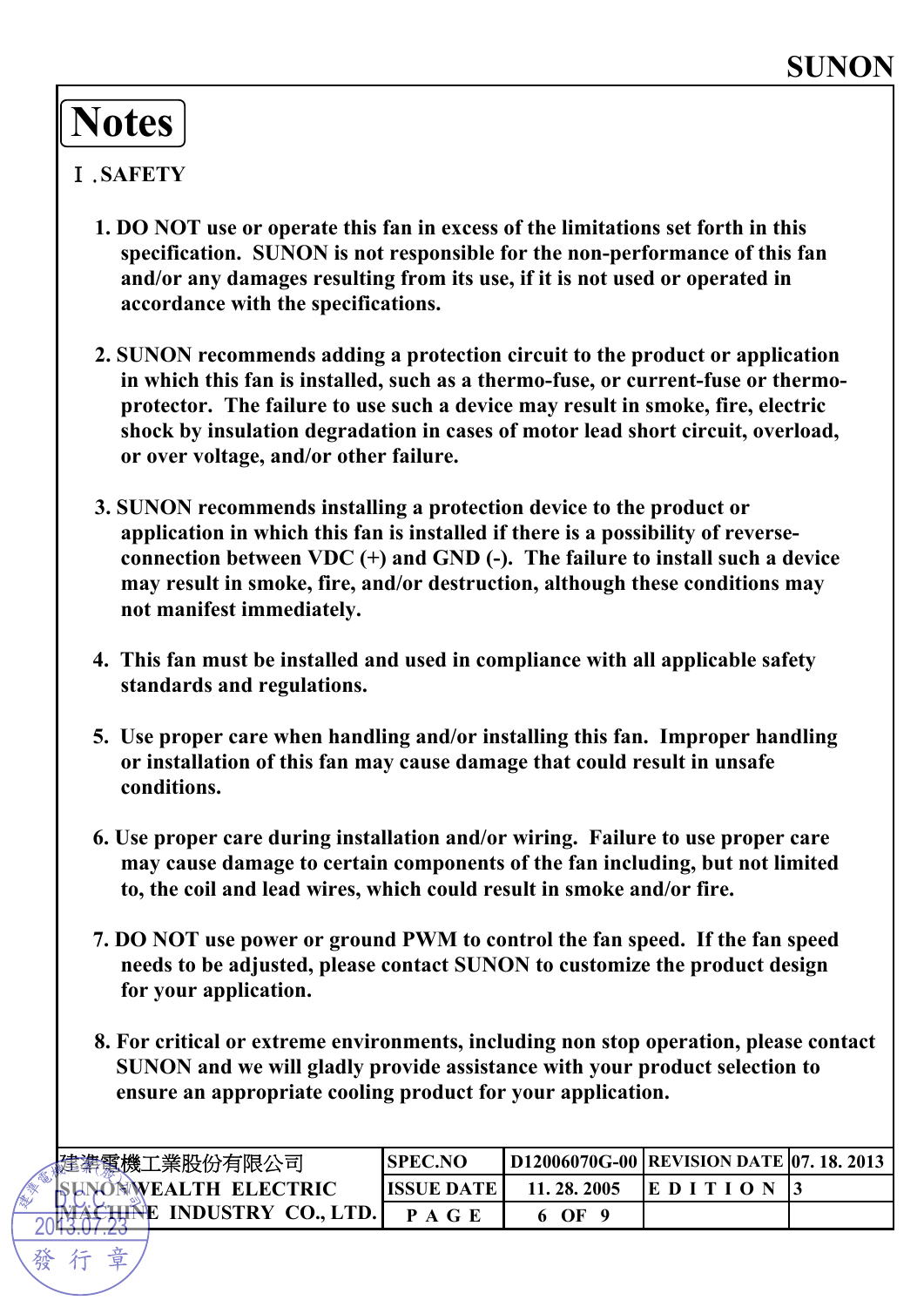# Notes

## Ⅰ. SAFETY

1. DO NOT use or operate this fan in excess of the limitations set forth in this specification. SUNON is not responsible for the non-performance of this fan and/or any damages resulting from its use, if it is not used or operated in accordance with the specifications.

2. SUNON recommends adding a protection circuit to the product or application in which this fan is installed, such as a thermo-fuse, or current-fuse or thermo-protector. The failure to use such a device may result in smoke, fire, electric shock by insulation degradation in cases of motor lead short circuit, overload, or over voltage, and/or other failure.

3. SUNON recommends installing a protection device to the product or application in which this fan is installed if there is a possibility of reverse-connection between VDC (+) and GND (-). The failure to install such a device may result in smoke, fire, and/or destruction, although these conditions may not manifest immediately.

4. This fan must be installed and used in compliance with all applicable safety standards and regulations.

5. Use proper care when handling and/or installing this fan. Improper handling or installation of this fan may cause damage that could result in unsafe conditions.

6. Use proper care during installation and/or wiring. Failure to use proper care may cause damage to certain components of the fan including, but not limited to, the coil and lead wires, which could result in smoke and/or fire.

7. DO NOT use power or ground PWM to control the fan speed. If the fan speed needs to be adjusted, please contact SUNON to customize the product design for your application.

8. For critical or extreme environments, including non stop operation, please contact SUNON and we will gladly provide assistance with your product selection to ensure an appropriate cooling product for your application.

| 建準電機工業股份有限公司 SUNONWEALTH ELECTRIC MACHINE INDUSTRY CO., LTD. | SPEC.NO | D12006070G-00 | REVISION DATE | 07. 18. 2013 |
|---|---|---|---|---|
| | ISSUE DATE | 11. 28. 2005 | EDITION | 3 |
| | PAGE | 6 OF 9 | | |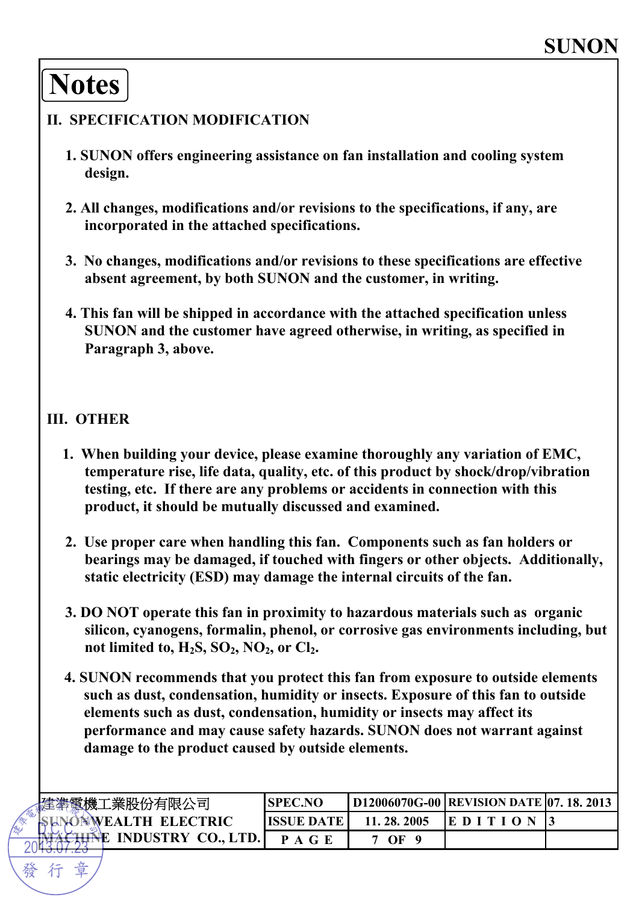# Notes

## II. SPECIFICATION MODIFICATION

1. SUNON offers engineering assistance on fan installation and cooling system design.

2. All changes, modifications and/or revisions to the specifications, if any, are incorporated in the attached specifications.

3. No changes, modifications and/or revisions to these specifications are effective absent agreement, by both SUNON and the customer, in writing.

4. This fan will be shipped in accordance with the attached specification unless SUNON and the customer have agreed otherwise, in writing, as specified in Paragraph 3, above.

## III. OTHER

1. When building your device, please examine thoroughly any variation of EMC, temperature rise, life data, quality, etc. of this product by shock/drop/vibration testing, etc. If there are any problems or accidents in connection with this product, it should be mutually discussed and examined.

2. Use proper care when handling this fan. Components such as fan holders or bearings may be damaged, if touched with fingers or other objects. Additionally, static electricity (ESD) may damage the internal circuits of the fan.

3. DO NOT operate this fan in proximity to hazardous materials such as organic silicon, cyanogens, formalin, phenol, or corrosive gas environments including, but not limited to, $H_2S$, $SO_2$, $NO_2$, or $Cl_2$.

4. SUNON recommends that you protect this fan from exposure to outside elements such as dust, condensation, humidity or insects. Exposure of this fan to outside elements such as dust, condensation, humidity or insects may affect its performance and may cause safety hazards. SUNON does not warrant against damage to the product caused by outside elements.

| 建準電機工業股份有限公司 SUNONWEALTH ELECTRIC MACHINE INDUSTRY CO., LTD. | SPEC.NO | D12006070G-00 | REVISION DATE | 07. 18. 2013 |
|---|---|---|---|---|
| | ISSUE DATE | 11. 28. 2005 | EDITION | 3 |
| | PAGE | 7 OF 9 | | |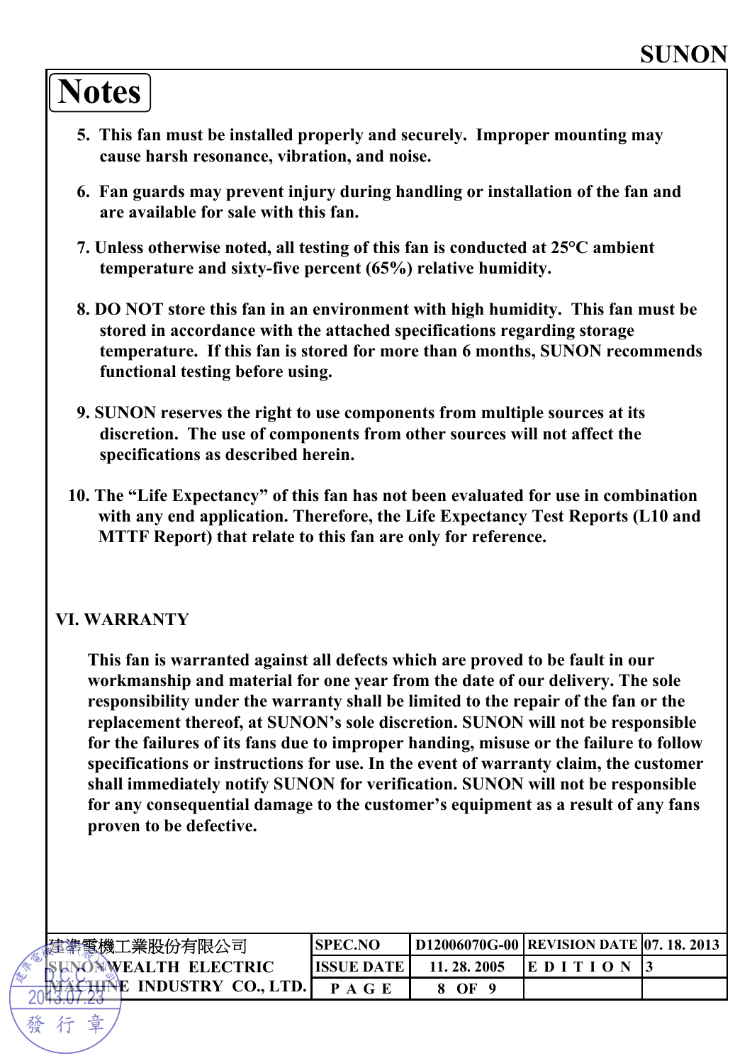# Notes

5. This fan must be installed properly and securely. Improper mounting may cause harsh resonance, vibration, and noise.

6. Fan guards may prevent injury during handling or installation of the fan and are available for sale with this fan.

7. Unless otherwise noted, all testing of this fan is conducted at 25°C ambient temperature and sixty-five percent (65%) relative humidity.

8. DO NOT store this fan in an environment with high humidity. This fan must be stored in accordance with the attached specifications regarding storage temperature. If this fan is stored for more than 6 months, SUNON recommends functional testing before using.

9. SUNON reserves the right to use components from multiple sources at its discretion. The use of components from other sources will not affect the specifications as described herein.

10. The "Life Expectancy" of this fan has not been evaluated for use in combination with any end application. Therefore, the Life Expectancy Test Reports (L10 and MTTF Report) that relate to this fan are only for reference.

## VI. WARRANTY

This fan is warranted against all defects which are proved to be fault in our workmanship and material for one year from the date of our delivery. The sole responsibility under the warranty shall be limited to the repair of the fan or the replacement thereof, at SUNON's sole discretion. SUNON will not be responsible for the failures of its fans due to improper handing, misuse or the failure to follow specifications or instructions for use. In the event of warranty claim, the customer shall immediately notify SUNON for verification. SUNON will not be responsible for any consequential damage to the customer's equipment as a result of any fans proven to be defective.

| 建準電機工業股份有限公司 SUNONWEALTH ELECTRIC MACHINE INDUSTRY CO., LTD. | SPEC.NO | D12006070G-00 | REVISION DATE | 07. 18. 2013 |
|---|---|---|---|---|
| | ISSUE DATE | 11. 28. 2005 | EDITION | 3 |
| | PAGE | 8 OF 9 | | |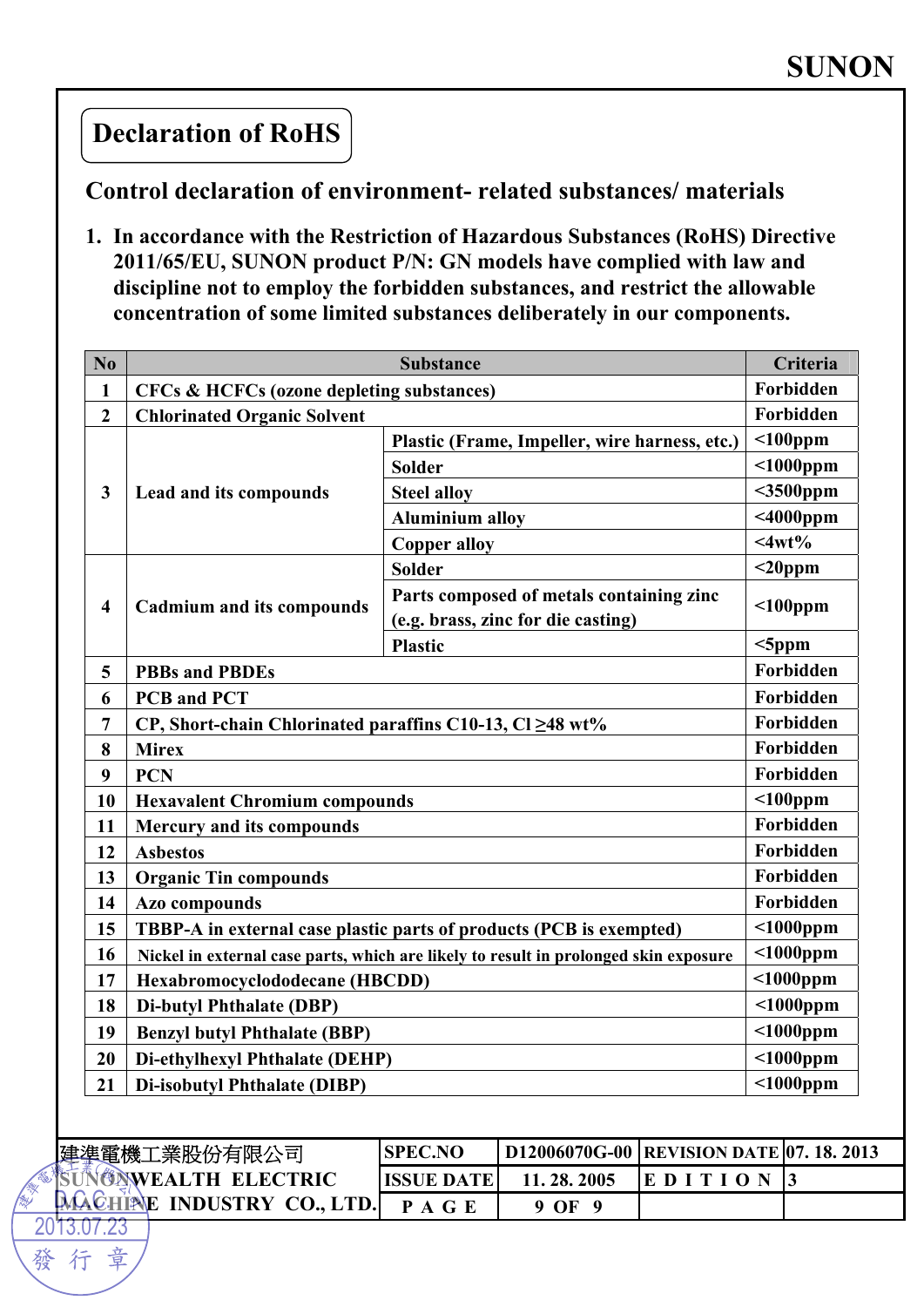SUNON

# Declaration of RoHS

## Control declaration of environment- related substances/ materials

1. In accordance with the Restriction of Hazardous Substances (RoHS) Directive 2011/65/EU, SUNON product P/N: GN models have complied with law and discipline not to employ the forbidden substances, and restrict the allowable concentration of some limited substances deliberately in our components.

| No | Substance | | Criteria |
|---|---|---|---|
| 1 | CFCs & HCFCs (ozone depleting substances) | | Forbidden |
| 2 | Chlorinated Organic Solvent | | Forbidden |
| 3 | Lead and its compounds | Plastic (Frame, Impeller, wire harness, etc.) | <100ppm |
| | | Solder | <1000ppm |
| | | Steel alloy | <3500ppm |
| | | Aluminium alloy | <4000ppm |
| | | Copper alloy | <4wt% |
| 4 | Cadmium and its compounds | Solder | <20ppm |
| | | Parts composed of metals containing zinc (e.g. brass, zinc for die casting) | <100ppm |
| | | Plastic | <5ppm |
| 5 | PBBs and PBDEs | | Forbidden |
| 6 | PCB and PCT | | Forbidden |
| 7 | CP, Short-chain Chlorinated paraffins C10-13, Cl ≥48 wt% | | Forbidden |
| 8 | Mirex | | Forbidden |
| 9 | PCN | | Forbidden |
| 10 | Hexavalent Chromium compounds | | <100ppm |
| 11 | Mercury and its compounds | | Forbidden |
| 12 | Asbestos | | Forbidden |
| 13 | Organic Tin compounds | | Forbidden |
| 14 | Azo compounds | | Forbidden |
| 15 | TBBP-A in external case plastic parts of products (PCB is exempted) | | <1000ppm |
| 16 | Nickel in external case parts, which are likely to result in prolonged skin exposure | | <1000ppm |
| 17 | Hexabromocyclododecane (HBCDD) | | <1000ppm |
| 18 | Di-butyl Phthalate (DBP) | | <1000ppm |
| 19 | Benzyl butyl Phthalate (BBP) | | <1000ppm |
| 20 | Di-ethylhexyl Phthalate (DEHP) | | <1000ppm |
| 21 | Di-isobutyl Phthalate (DIBP) | | <1000ppm |

| | | | | |
|---|---|---|---|---|
| 建準電機工業股份有限公司 SUNONWEALTH ELECTRIC MACHINE INDUSTRY CO., LTD. | SPEC.NO | D12006070G-00 | REVISION DATE | 07. 18. 2013 |
| | ISSUE DATE | 11. 28. 2005 | EDITION | 3 |
| | PAGE | 9 OF 9 | | |

DCC 2013.07.23 發行章